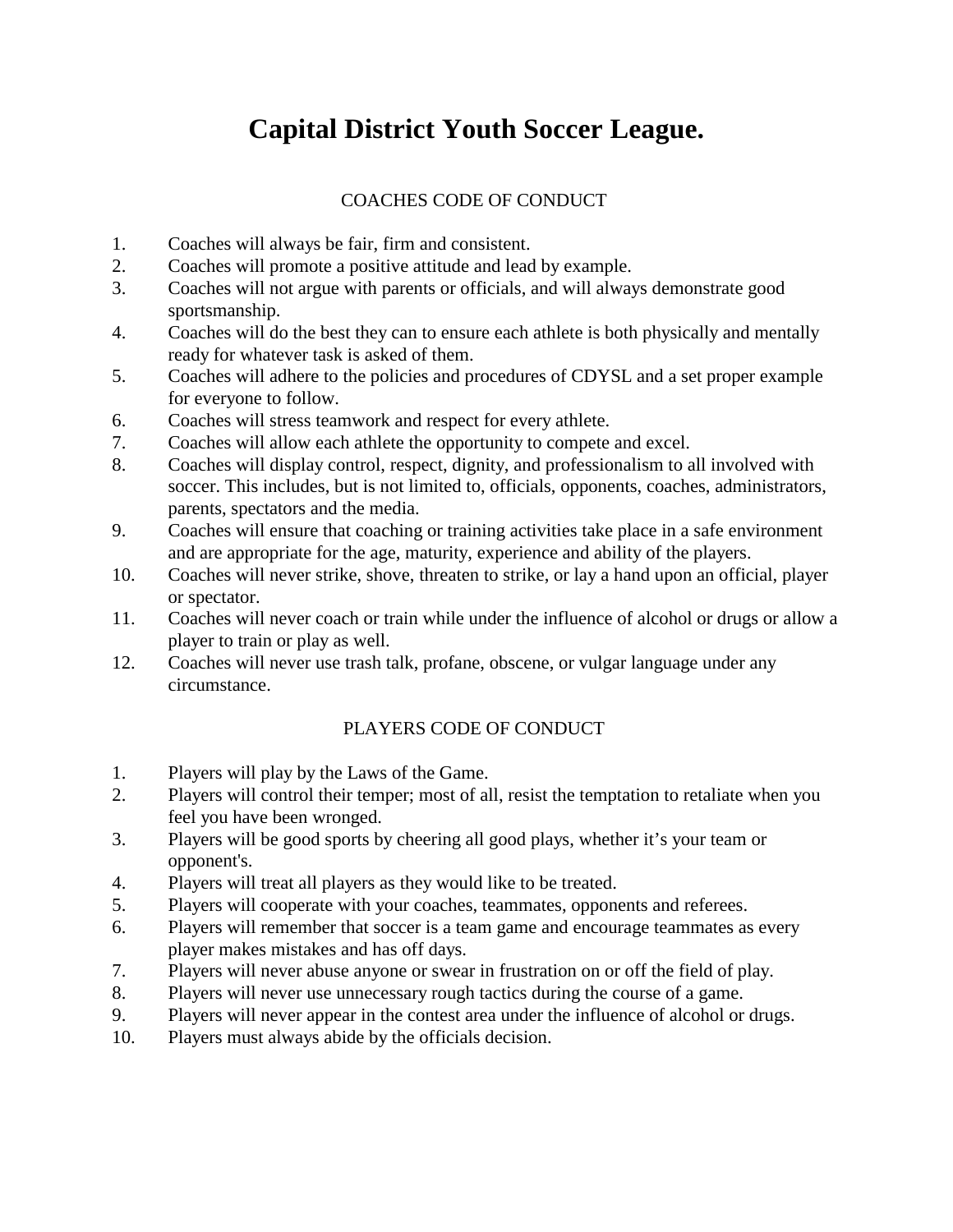# Capital District Youth Soccer League.

## COACHES CODE OF CONDUCT

1. Coaches will always be fair, firm and consistent.
2. Coaches will promote a positive attitude and lead by example.
3. Coaches will not argue with parents or officials, and will always demonstrate good sportsmanship.
4. Coaches will do the best they can to ensure each athlete is both physically and mentally ready for whatever task is asked of them.
5. Coaches will adhere to the policies and procedures of CDYSL and a set proper example for everyone to follow.
6. Coaches will stress teamwork and respect for every athlete.
7. Coaches will allow each athlete the opportunity to compete and excel.
8. Coaches will display control, respect, dignity, and professionalism to all involved with soccer. This includes, but is not limited to, officials, opponents, coaches, administrators, parents, spectators and the media.
9. Coaches will ensure that coaching or training activities take place in a safe environment and are appropriate for the age, maturity, experience and ability of the players.
10. Coaches will never strike, shove, threaten to strike, or lay a hand upon an official, player or spectator.
11. Coaches will never coach or train while under the influence of alcohol or drugs or allow a player to train or play as well.
12. Coaches will never use trash talk, profane, obscene, or vulgar language under any circumstance.

## PLAYERS CODE OF CONDUCT

1. Players will play by the Laws of the Game.
2. Players will control their temper; most of all, resist the temptation to retaliate when you feel you have been wronged.
3. Players will be good sports by cheering all good plays, whether it's your team or opponent's.
4. Players will treat all players as they would like to be treated.
5. Players will cooperate with your coaches, teammates, opponents and referees.
6. Players will remember that soccer is a team game and encourage teammates as every player makes mistakes and has off days.
7. Players will never abuse anyone or swear in frustration on or off the field of play.
8. Players will never use unnecessary rough tactics during the course of a game.
9. Players will never appear in the contest area under the influence of alcohol or drugs.
10. Players must always abide by the officials decision.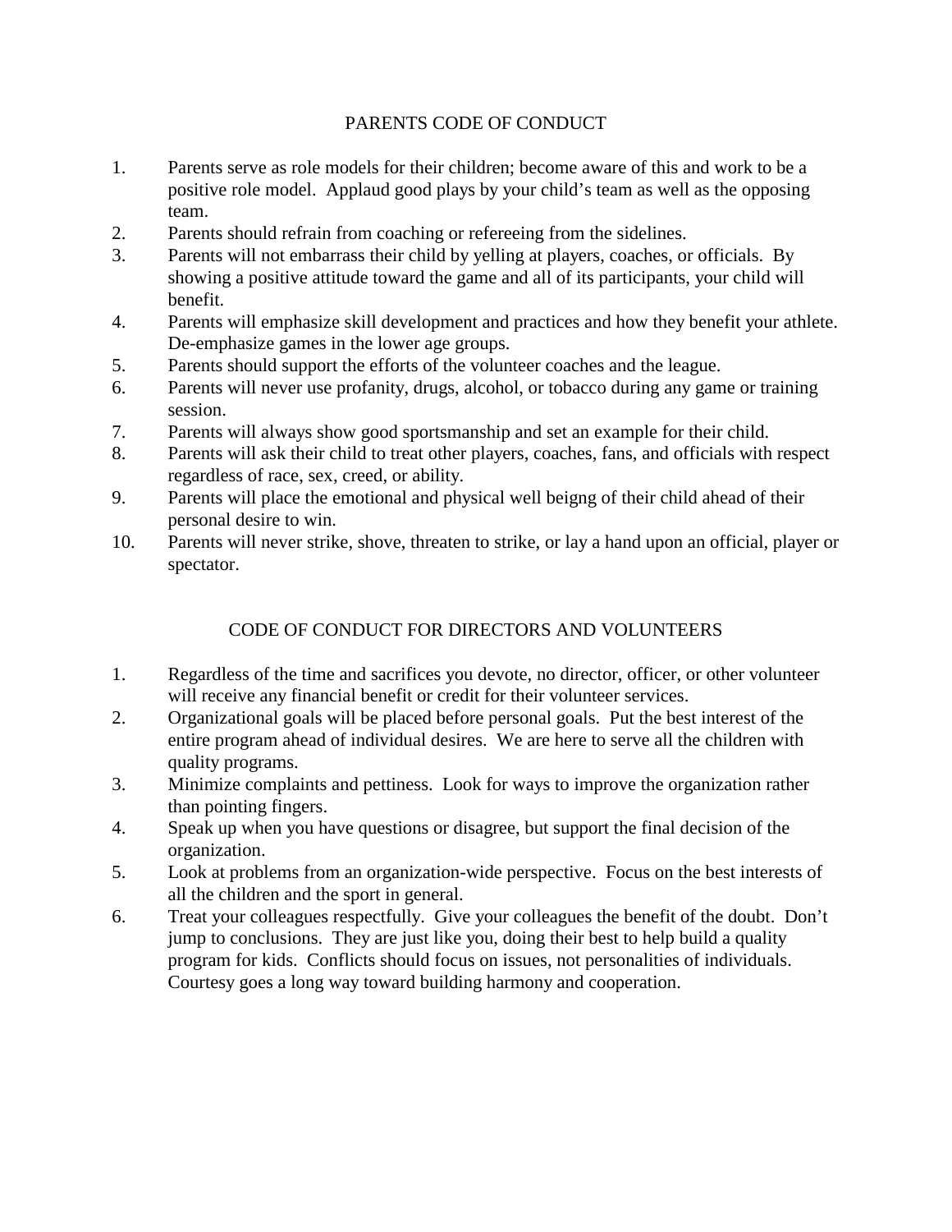## PARENTS CODE OF CONDUCT

1. Parents serve as role models for their children; become aware of this and work to be a positive role model. Applaud good plays by your child's team as well as the opposing team.
2. Parents should refrain from coaching or refereeing from the sidelines.
3. Parents will not embarrass their child by yelling at players, coaches, or officials. By showing a positive attitude toward the game and all of its participants, your child will benefit.
4. Parents will emphasize skill development and practices and how they benefit your athlete. De-emphasize games in the lower age groups.
5. Parents should support the efforts of the volunteer coaches and the league.
6. Parents will never use profanity, drugs, alcohol, or tobacco during any game or training session.
7. Parents will always show good sportsmanship and set an example for their child.
8. Parents will ask their child to treat other players, coaches, fans, and officials with respect regardless of race, sex, creed, or ability.
9. Parents will place the emotional and physical well beigng of their child ahead of their personal desire to win.
10. Parents will never strike, shove, threaten to strike, or lay a hand upon an official, player or spectator.

## CODE OF CONDUCT FOR DIRECTORS AND VOLUNTEERS

1. Regardless of the time and sacrifices you devote, no director, officer, or other volunteer will receive any financial benefit or credit for their volunteer services.
2. Organizational goals will be placed before personal goals. Put the best interest of the entire program ahead of individual desires. We are here to serve all the children with quality programs.
3. Minimize complaints and pettiness. Look for ways to improve the organization rather than pointing fingers.
4. Speak up when you have questions or disagree, but support the final decision of the organization.
5. Look at problems from an organization-wide perspective. Focus on the best interests of all the children and the sport in general.
6. Treat your colleagues respectfully. Give your colleagues the benefit of the doubt. Don't jump to conclusions. They are just like you, doing their best to help build a quality program for kids. Conflicts should focus on issues, not personalities of individuals. Courtesy goes a long way toward building harmony and cooperation.